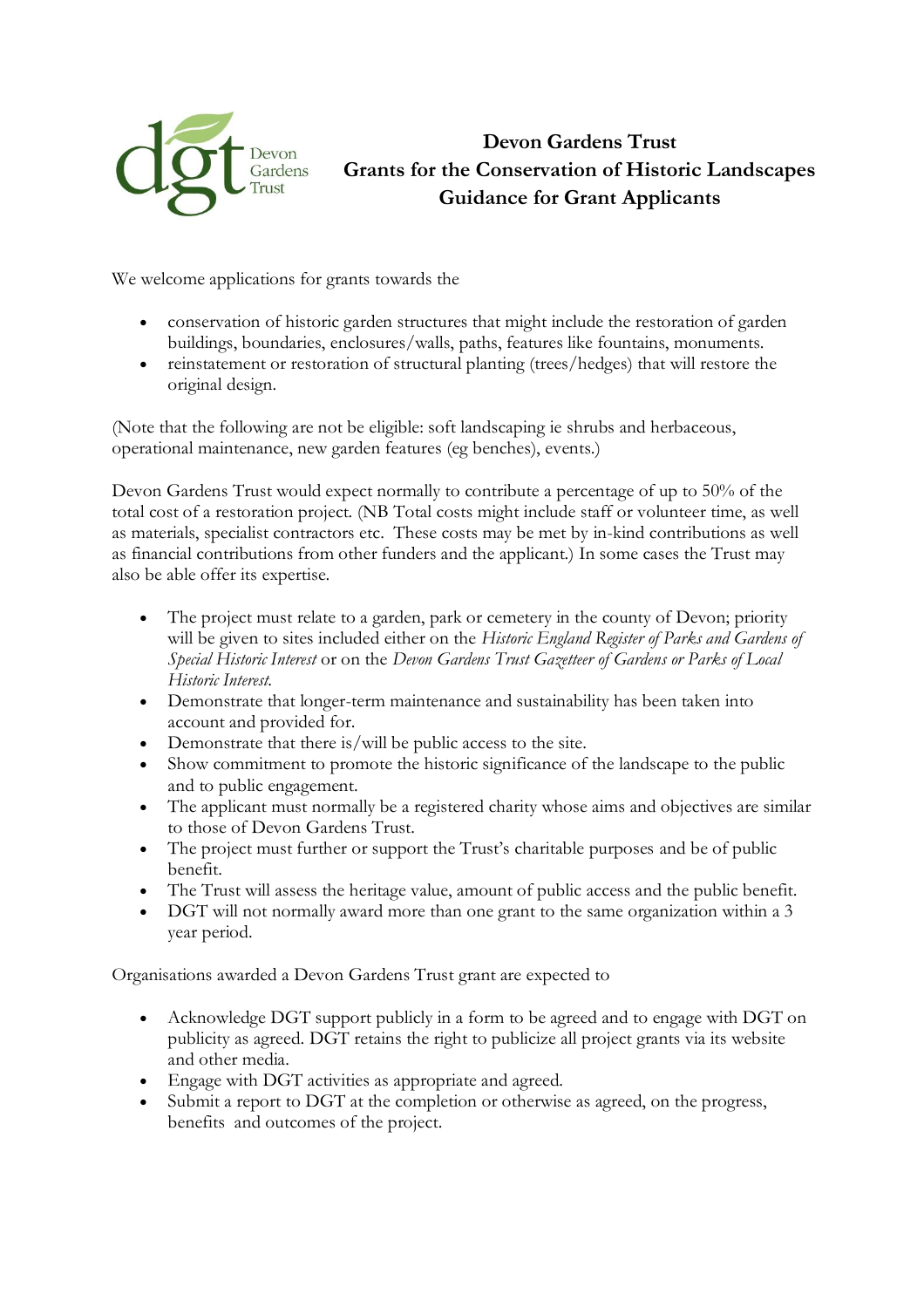# Devon Gardens Trust
## Grants for the Conservation of Historic Landscapes
## Guidance for Grant Applicants

We welcome applications for grants towards the

- conservation of historic garden structures that might include the restoration of garden buildings, boundaries, enclosures/walls, paths, features like fountains, monuments.
- reinstatement or restoration of structural planting (trees/hedges) that will restore the original design.

(Note that the following are not be eligible: soft landscaping ie shrubs and herbaceous, operational maintenance, new garden features (eg benches), events.)

Devon Gardens Trust would expect normally to contribute a percentage of up to 50% of the total cost of a restoration project. (NB Total costs might include staff or volunteer time, as well as materials, specialist contractors etc. These costs may be met by in-kind contributions as well as financial contributions from other funders and the applicant.) In some cases the Trust may also be able offer its expertise.

- The project must relate to a garden, park or cemetery in the county of Devon; priority will be given to sites included either on the *Historic England Register of Parks and Gardens of Special Historic Interest* or on the *Devon Gardens Trust Gazetteer of Gardens or Parks of Local Historic Interest.*
- Demonstrate that longer-term maintenance and sustainability has been taken into account and provided for.
- Demonstrate that there is/will be public access to the site.
- Show commitment to promote the historic significance of the landscape to the public and to public engagement.
- The applicant must normally be a registered charity whose aims and objectives are similar to those of Devon Gardens Trust.
- The project must further or support the Trust's charitable purposes and be of public benefit.
- The Trust will assess the heritage value, amount of public access and the public benefit.
- DGT will not normally award more than one grant to the same organization within a 3 year period.

Organisations awarded a Devon Gardens Trust grant are expected to

- Acknowledge DGT support publicly in a form to be agreed and to engage with DGT on publicity as agreed. DGT retains the right to publicize all project grants via its website and other media.
- Engage with DGT activities as appropriate and agreed.
- Submit a report to DGT at the completion or otherwise as agreed, on the progress, benefits and outcomes of the project.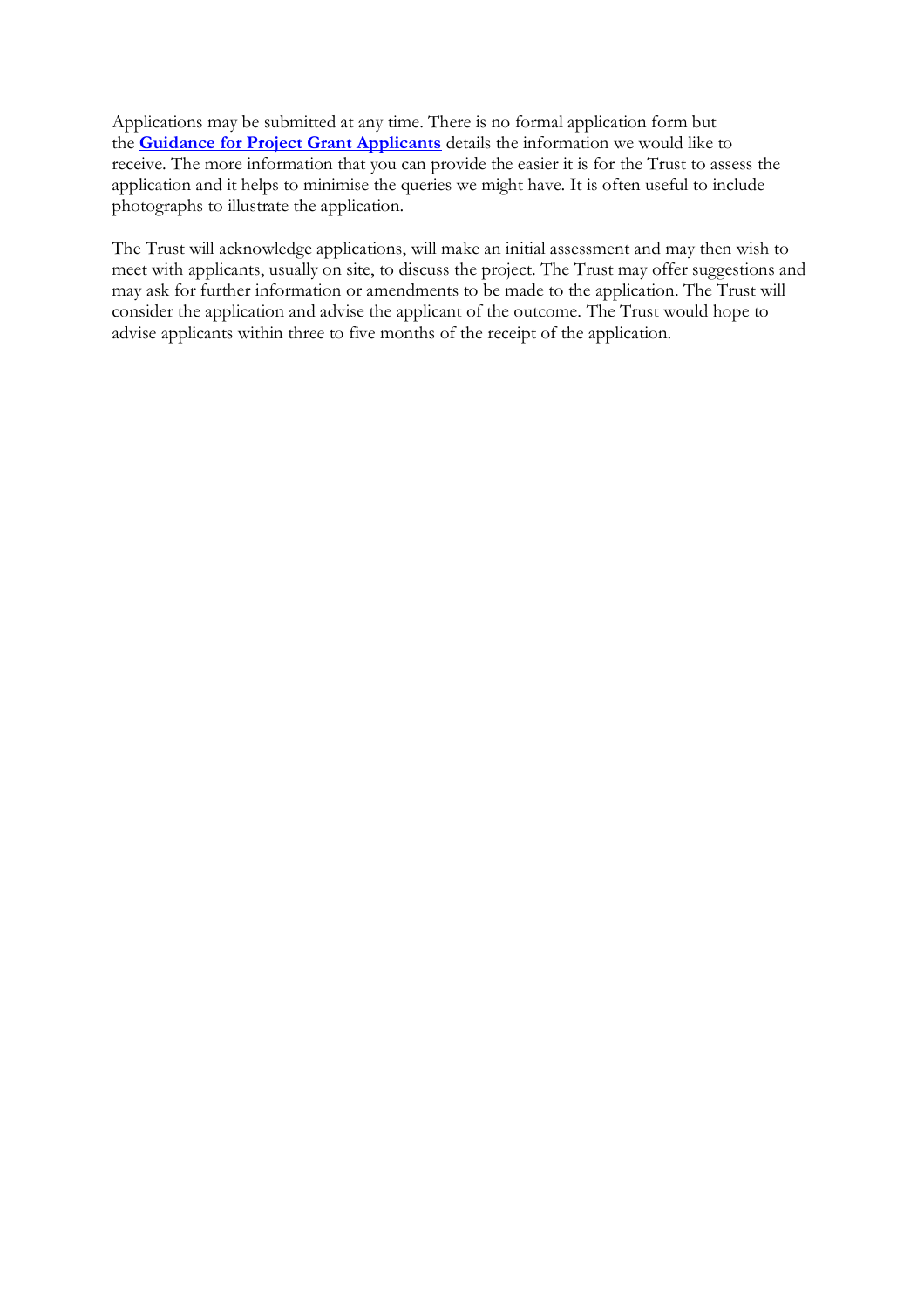Applications may be submitted at any time. There is no formal application form but the **Guidance for Project Grant Applicants** details the information we would like to receive. The more information that you can provide the easier it is for the Trust to assess the application and it helps to minimise the queries we might have. It is often useful to include photographs to illustrate the application.

The Trust will acknowledge applications, will make an initial assessment and may then wish to meet with applicants, usually on site, to discuss the project. The Trust may offer suggestions and may ask for further information or amendments to be made to the application. The Trust will consider the application and advise the applicant of the outcome. The Trust would hope to advise applicants within three to five months of the receipt of the application.